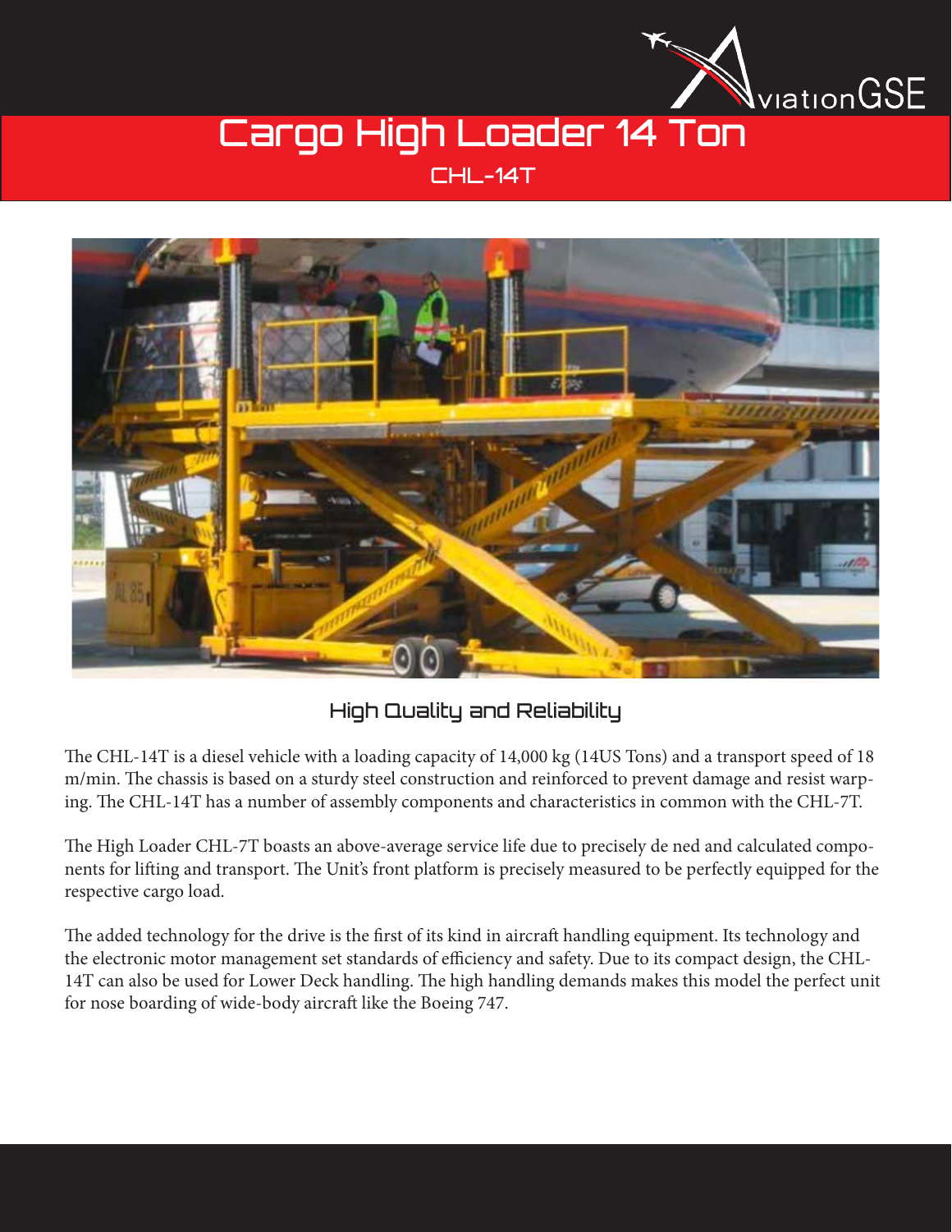# Cargo High Loader 14 Ton

## CHL-14T

### High Quality and Reliability

The CHL-14T is a diesel vehicle with a loading capacity of 14,000 kg (14US Tons) and a transport speed of 18 m/min. The chassis is based on a sturdy steel construction and reinforced to prevent damage and resist warping. The CHL-14T has a number of assembly components and characteristics in common with the CHL-7T.

The High Loader CHL-7T boasts an above-average service life due to precisely de ned and calculated components for lifting and transport. The Unit's front platform is precisely measured to be perfectly equipped for the respective cargo load.

The added technology for the drive is the first of its kind in aircraft handling equipment. Its technology and the electronic motor management set standards of efficiency and safety. Due to its compact design, the CHL-14T can also be used for Lower Deck handling. The high handling demands makes this model the perfect unit for nose boarding of wide-body aircraft like the Boeing 747.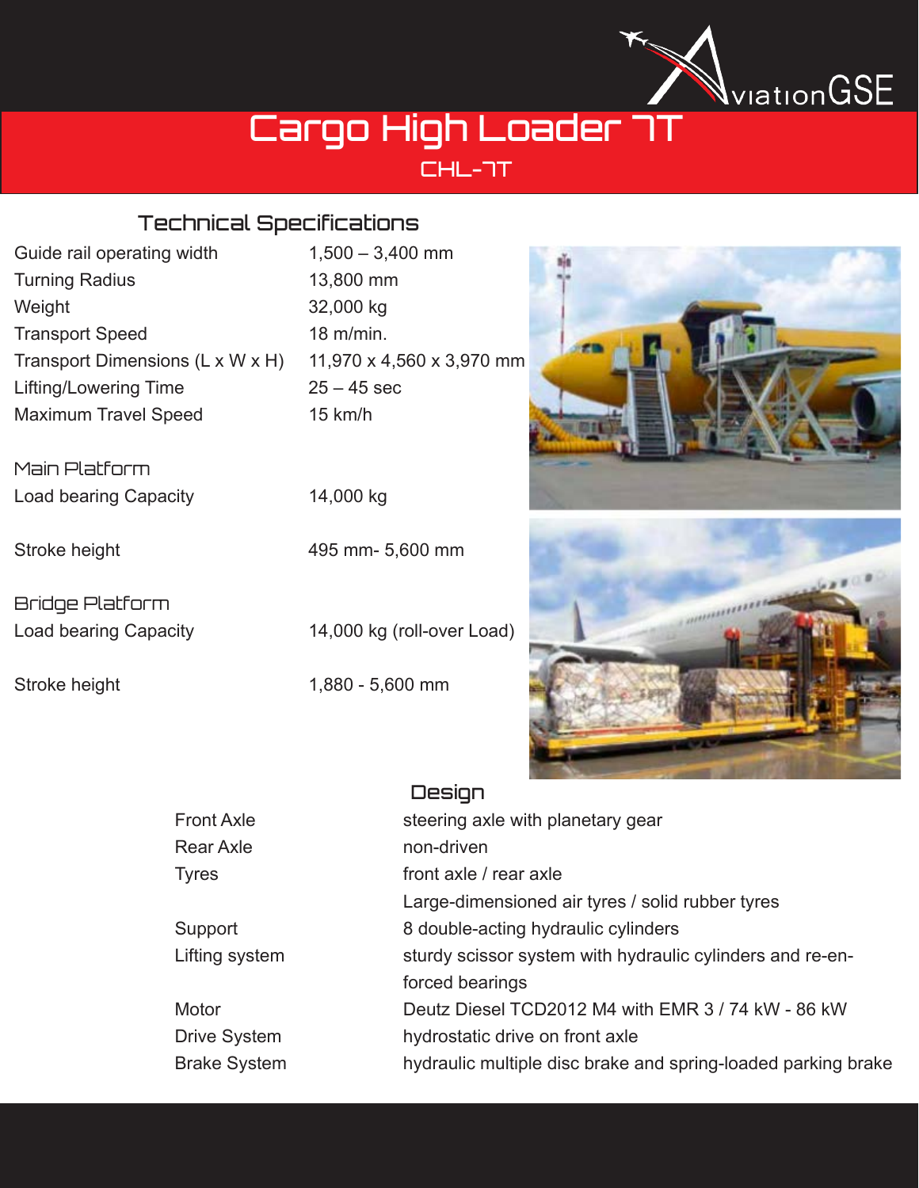AviationGSE

# Cargo High Loader 7T

## CHL-7T

### Technical Specifications

| | |
|---|---|
| Guide rail operating width | 1,500 – 3,400 mm |
| Turning Radius | 13,800 mm |
| Weight | 32,000 kg |
| Transport Speed | 18 m/min. |
| Transport Dimensions (L x W x H) | 11,970 x 4,560 x 3,970 mm |
| Lifting/Lowering Time | 25 – 45 sec |
| Maximum Travel Speed | 15 km/h |

#### Main Platform

| | |
|---|---|
| Load bearing Capacity | 14,000 kg |
| Stroke height | 495 mm- 5,600 mm |

#### Bridge Platform

| | |
|---|---|
| Load bearing Capacity | 14,000 kg (roll-over Load) |
| Stroke height | 1,880 - 5,600 mm |

### Design

| | |
|---|---|
| Front Axle | steering axle with planetary gear |
| Rear Axle | non-driven |
| Tyres | front axle / rear axle<br>Large-dimensioned air tyres / solid rubber tyres |
| Support | 8 double-acting hydraulic cylinders |
| Lifting system | sturdy scissor system with hydraulic cylinders and re-enforced bearings |
| Motor | Deutz Diesel TCD2012 M4 with EMR 3 / 74 kW - 86 kW |
| Drive System | hydrostatic drive on front axle |
| Brake System | hydraulic multiple disc brake and spring-loaded parking brake |